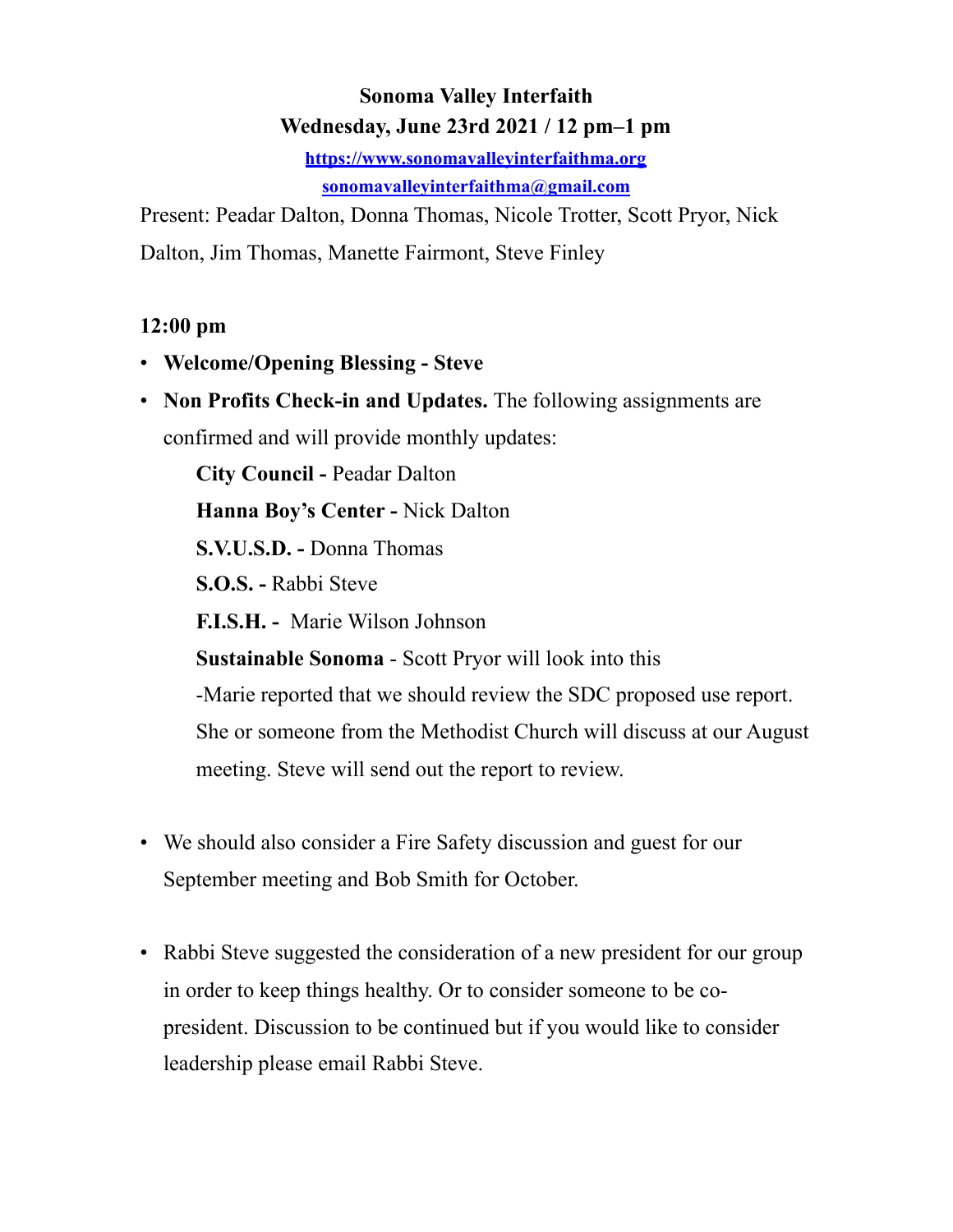# Sonoma Valley Interfaith

## Wednesday, June 23rd 2021 / 12 pm–1 pm

https://www.sonomavalleyinterfaithma.org

sonomavalleyinterfaithma@gmail.com

Present: Peadar Dalton, Donna Thomas, Nicole Trotter, Scott Pryor, Nick Dalton, Jim Thomas, Manette Fairmont, Steve Finley

**12:00 pm**

- **Welcome/Opening Blessing - Steve**
- **Non Profits Check-in and Updates.** The following assignments are confirmed and will provide monthly updates:

  **City Council -** Peadar Dalton

  **Hanna Boy's Center -** Nick Dalton

  **S.V.U.S.D. -** Donna Thomas

  **S.O.S. -** Rabbi Steve

  **F.I.S.H. -** Marie Wilson Johnson

  **Sustainable Sonoma** - Scott Pryor will look into this

  -Marie reported that we should review the SDC proposed use report. She or someone from the Methodist Church will discuss at our August meeting. Steve will send out the report to review.

- We should also consider a Fire Safety discussion and guest for our September meeting and Bob Smith for October.

- Rabbi Steve suggested the consideration of a new president for our group in order to keep things healthy. Or to consider someone to be co-president. Discussion to be continued but if you would like to consider leadership please email Rabbi Steve.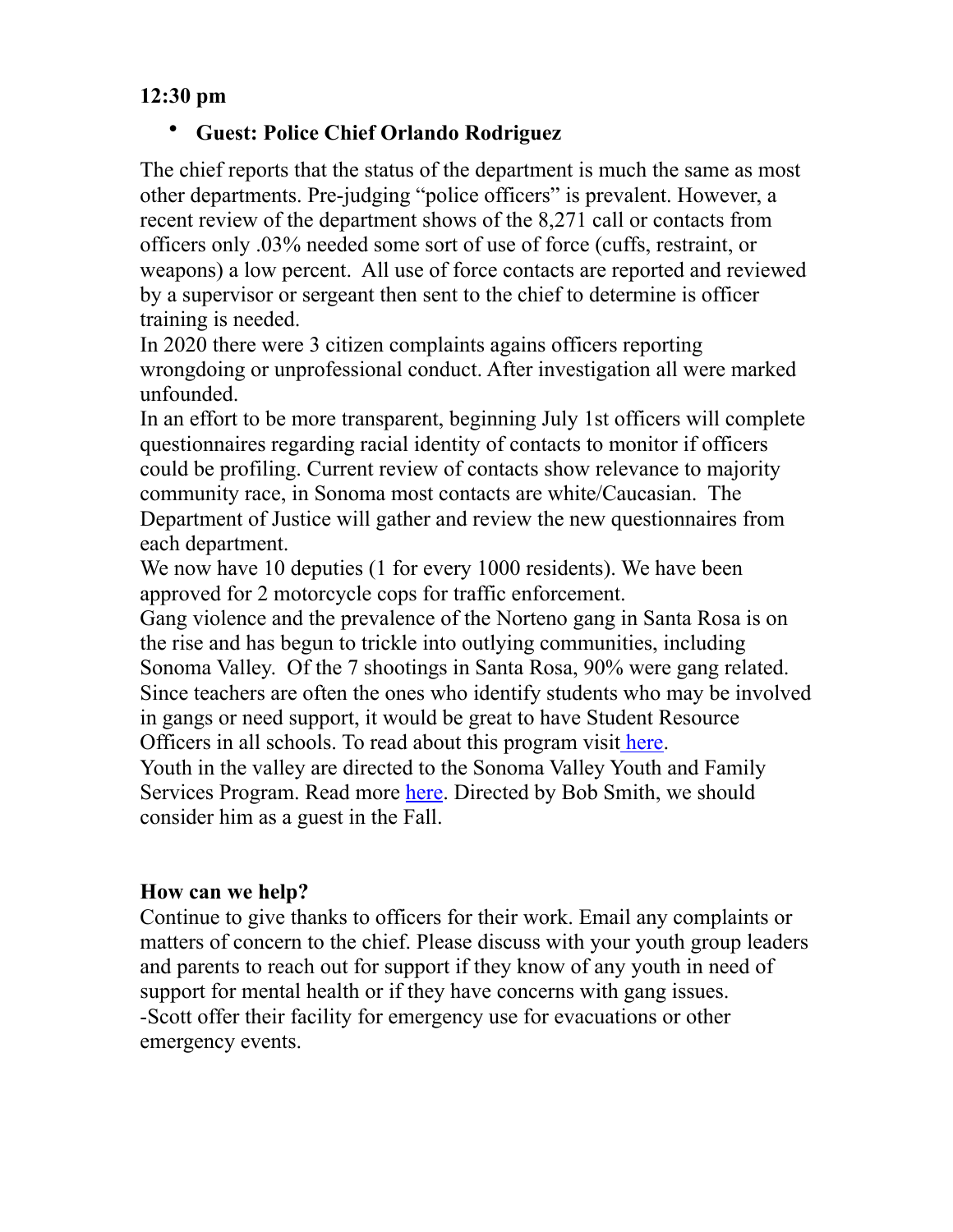**12:30 pm**

- **Guest: Police Chief Orlando Rodriguez**

The chief reports that the status of the department is much the same as most other departments. Pre-judging "police officers" is prevalent. However, a recent review of the department shows of the 8,271 call or contacts from officers only .03% needed some sort of use of force (cuffs, restraint, or weapons) a low percent. All use of force contacts are reported and reviewed by a supervisor or sergeant then sent to the chief to determine is officer training is needed.

In 2020 there were 3 citizen complaints agains officers reporting wrongdoing or unprofessional conduct. After investigation all were marked unfounded.

In an effort to be more transparent, beginning July 1st officers will complete questionnaires regarding racial identity of contacts to monitor if officers could be profiling. Current review of contacts show relevance to majority community race, in Sonoma most contacts are white/Caucasian. The Department of Justice will gather and review the new questionnaires from each department.

We now have 10 deputies (1 for every 1000 residents). We have been approved for 2 motorcycle cops for traffic enforcement.

Gang violence and the prevalence of the Norteno gang in Santa Rosa is on the rise and has begun to trickle into outlying communities, including Sonoma Valley. Of the 7 shootings in Santa Rosa, 90% were gang related. Since teachers are often the ones who identify students who may be involved in gangs or need support, it would be great to have Student Resource Officers in all schools. To read about this program visit here.

Youth in the valley are directed to the Sonoma Valley Youth and Family Services Program. Read more here. Directed by Bob Smith, we should consider him as a guest in the Fall.

**How can we help?**

Continue to give thanks to officers for their work. Email any complaints or matters of concern to the chief. Please discuss with your youth group leaders and parents to reach out for support if they know of any youth in need of support for mental health or if they have concerns with gang issues.

-Scott offer their facility for emergency use for evacuations or other emergency events.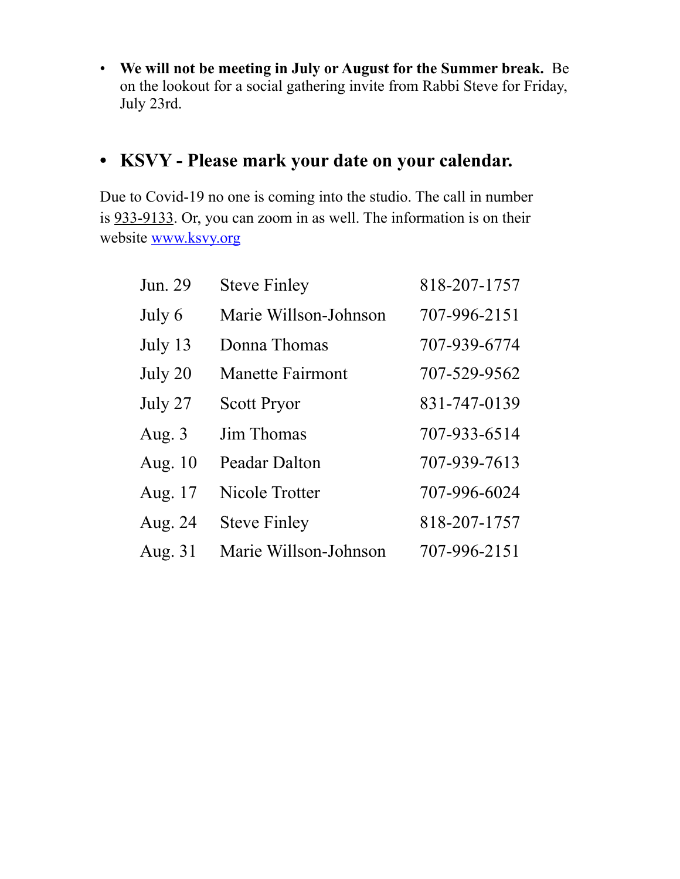- **We will not be meeting in July or August for the Summer break.** Be on the lookout for a social gathering invite from Rabbi Steve for Friday, July 23rd.

- **KSVY - Please mark your date on your calendar.**

Due to Covid-19 no one is coming into the studio. The call in number is 933-9133. Or, you can zoom in as well. The information is on their website www.ksvy.org

| | | |
|---|---|---|
| Jun. 29 | Steve Finley | 818-207-1757 |
| July 6 | Marie Willson-Johnson | 707-996-2151 |
| July 13 | Donna Thomas | 707-939-6774 |
| July 20 | Manette Fairmont | 707-529-9562 |
| July 27 | Scott Pryor | 831-747-0139 |
| Aug. 3 | Jim Thomas | 707-933-6514 |
| Aug. 10 | Peadar Dalton | 707-939-7613 |
| Aug. 17 | Nicole Trotter | 707-996-6024 |
| Aug. 24 | Steve Finley | 818-207-1757 |
| Aug. 31 | Marie Willson-Johnson | 707-996-2151 |